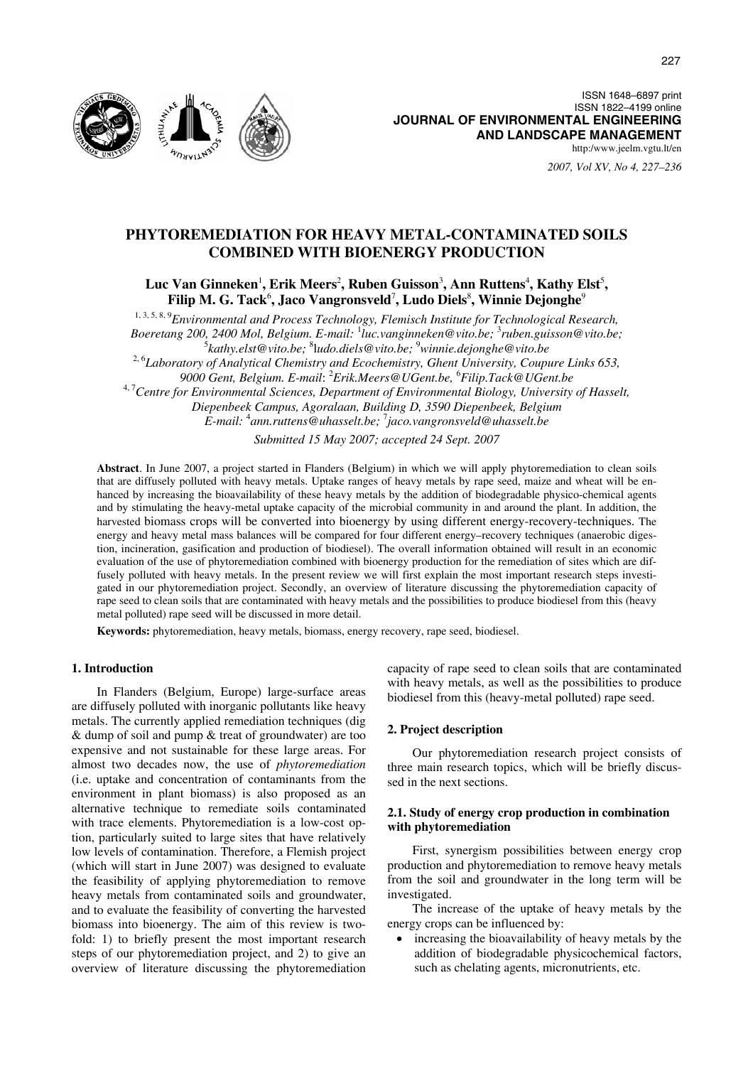# PHYTOREMEDIATION FOR HEAVY METAL-CONTAMINATED SOILS COMBINED WITH BIOENERGY PRODUCTION

**Luc Van Ginneken[1], Erik Meers[2], Ruben Guisson[3], Ann Ruttens[4], Kathy Elst[5], Filip M. G. Tack[6], Jaco Vangronsveld[7], Ludo Diels[8], Winnie Dejonghe[9]**

[1, 3, 5, 8, 9] *Environmental and Process Technology, Flemisch Institute for Technological Research, Boeretang 200, 2400 Mol, Belgium. E-mail:* [1]*luc.vanginneken@vito.be;* [3]*ruben.guisson@vito.be;* [5]*kathy.elst@vito.be;* [8]*ludo.diels@vito.be;* [9]*winnie.dejonghe@vito.be*

[2, 6] *Laboratory of Analytical Chemistry and Ecochemistry, Ghent University, Coupure Links 653, 9000 Gent, Belgium. E-mail:* [2]*Erik.Meers@UGent.be,* [6]*Filip.Tack@UGent.be*

[4, 7] *Centre for Environmental Sciences, Department of Environmental Biology, University of Hasselt, Diepenbeek Campus, Agoralaan, Building D, 3590 Diepenbeek, Belgium E-mail:* [4]*ann.ruttens@uhasselt.be;* [7]*jaco.vangronsveld@uhasselt.be*

*Submitted 15 May 2007; accepted 24 Sept. 2007*

**Abstract**. In June 2007, a project started in Flanders (Belgium) in which we will apply phytoremediation to clean soils that are diffusely polluted with heavy metals. Uptake ranges of heavy metals by rape seed, maize and wheat will be enhanced by increasing the bioavailability of these heavy metals by the addition of biodegradable physico-chemical agents and by stimulating the heavy-metal uptake capacity of the microbial community in and around the plant. In addition, the harvested biomass crops will be converted into bioenergy by using different energy-recovery-techniques. The energy and heavy metal mass balances will be compared for four different energy–recovery techniques (anaerobic digestion, incineration, gasification and production of biodiesel). The overall information obtained will result in an economic evaluation of the use of phytoremediation combined with bioenergy production for the remediation of sites which are diffusely polluted with heavy metals. In the present review we will first explain the most important research steps investigated in our phytoremediation project. Secondly, an overview of literature discussing the phytoremediation capacity of rape seed to clean soils that are contaminated with heavy metals and the possibilities to produce biodiesel from this (heavy metal polluted) rape seed will be discussed in more detail.

**Keywords:** phytoremediation, heavy metals, biomass, energy recovery, rape seed, biodiesel.

## 1. Introduction

In Flanders (Belgium, Europe) large-surface areas are diffusely polluted with inorganic pollutants like heavy metals. The currently applied remediation techniques (dig & dump of soil and pump & treat of groundwater) are too expensive and not sustainable for these large areas. For almost two decades now, the use of *phytoremediation* (i.e. uptake and concentration of contaminants from the environment in plant biomass) is also proposed as an alternative technique to remediate soils contaminated with trace elements. Phytoremediation is a low-cost option, particularly suited to large sites that have relatively low levels of contamination. Therefore, a Flemish project (which will start in June 2007) was designed to evaluate the feasibility of applying phytoremediation to remove heavy metals from contaminated soils and groundwater, and to evaluate the feasibility of converting the harvested biomass into bioenergy. The aim of this review is twofold: 1) to briefly present the most important research steps of our phytoremediation project, and 2) to give an overview of literature discussing the phytoremediation capacity of rape seed to clean soils that are contaminated with heavy metals, as well as the possibilities to produce biodiesel from this (heavy-metal polluted) rape seed.

## 2. Project description

Our phytoremediation research project consists of three main research topics, which will be briefly discussed in the next sections.

### 2.1. Study of energy crop production in combination with phytoremediation

First, synergism possibilities between energy crop production and phytoremediation to remove heavy metals from the soil and groundwater in the long term will be investigated.

The increase of the uptake of heavy metals by the energy crops can be influenced by:

- increasing the bioavailability of heavy metals by the addition of biodegradable physicochemical factors, such as chelating agents, micronutrients, etc.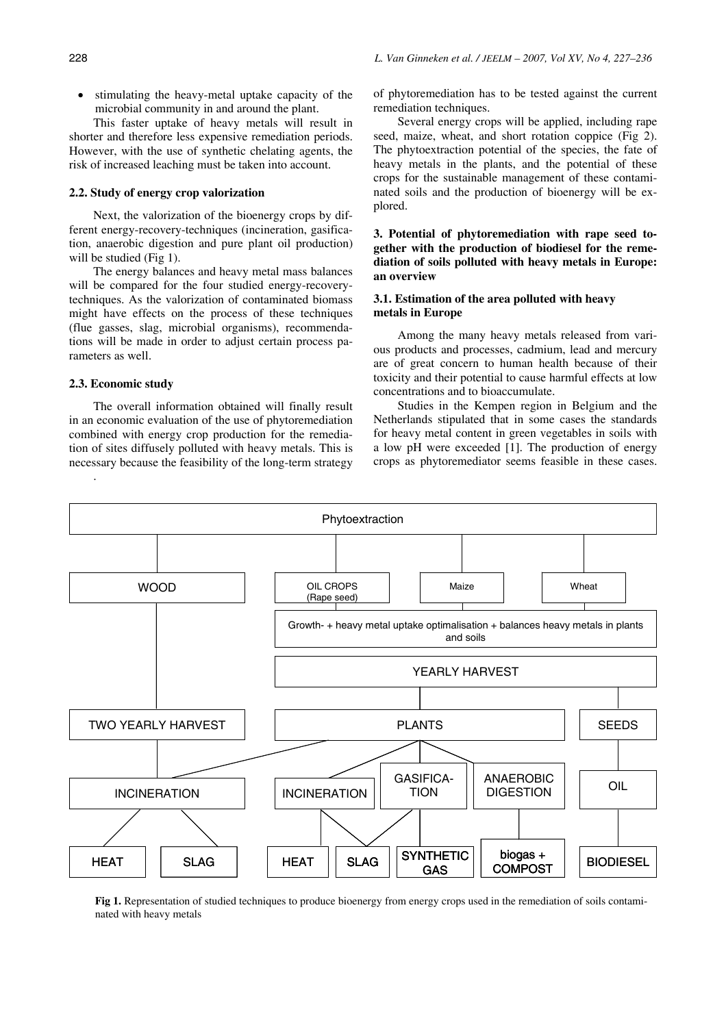- stimulating the heavy-metal uptake capacity of the microbial community in and around the plant.

This faster uptake of heavy metals will result in shorter and therefore less expensive remediation periods. However, with the use of synthetic chelating agents, the risk of increased leaching must be taken into account.

### 2.2. Study of energy crop valorization

Next, the valorization of the bioenergy crops by different energy-recovery-techniques (incineration, gasification, anaerobic digestion and pure plant oil production) will be studied (Fig 1).

The energy balances and heavy metal mass balances will be compared for the four studied energy-recovery-techniques. As the valorization of contaminated biomass might have effects on the process of these techniques (flue gasses, slag, microbial organisms), recommendations will be made in order to adjust certain process parameters as well.

### 2.3. Economic study

The overall information obtained will finally result in an economic evaluation of the use of phytoremediation combined with energy crop production for the remediation of sites diffusely polluted with heavy metals. This is necessary because the feasibility of the long-term strategy of phytoremediation has to be tested against the current remediation techniques.

Several energy crops will be applied, including rape seed, maize, wheat, and short rotation coppice (Fig 2). The phytoextraction potential of the species, the fate of heavy metals in the plants, and the potential of these crops for the sustainable management of these contaminated soils and the production of bioenergy will be explored.

## 3. Potential of phytoremediation with rape seed together with the production of biodiesel for the remediation of soils polluted with heavy metals in Europe: an overview

### 3.1. Estimation of the area polluted with heavy metals in Europe

Among the many heavy metals released from various products and processes, cadmium, lead and mercury are of great concern to human health because of their toxicity and their potential to cause harmful effects at low concentrations and to bioaccumulate.

Studies in the Kempen region in Belgium and the Netherlands stipulated that in some cases the standards for heavy metal content in green vegetables in soils with a low pH were exceeded [1]. The production of energy crops as phytoremediator seems feasible in these cases.

Phytoextraction

WOOD

OIL CROPS (Rape seed)

Maize

Wheat

Growth- + heavy metal uptake optimalisation + balances heavy metals in plants and soils

YEARLY HARVEST

TWO YEARLY HARVEST

PLANTS

SEEDS

INCINERATION

INCINERATION

GASIFICA-TION

ANAEROBIC DIGESTION

OIL

HEAT

SLAG

HEAT

SLAG

SYNTHETIC GAS

biogas + COMPOST

BIODIESEL

**Fig 1.** Representation of studied techniques to produce bioenergy from energy crops used in the remediation of soils contaminated with heavy metals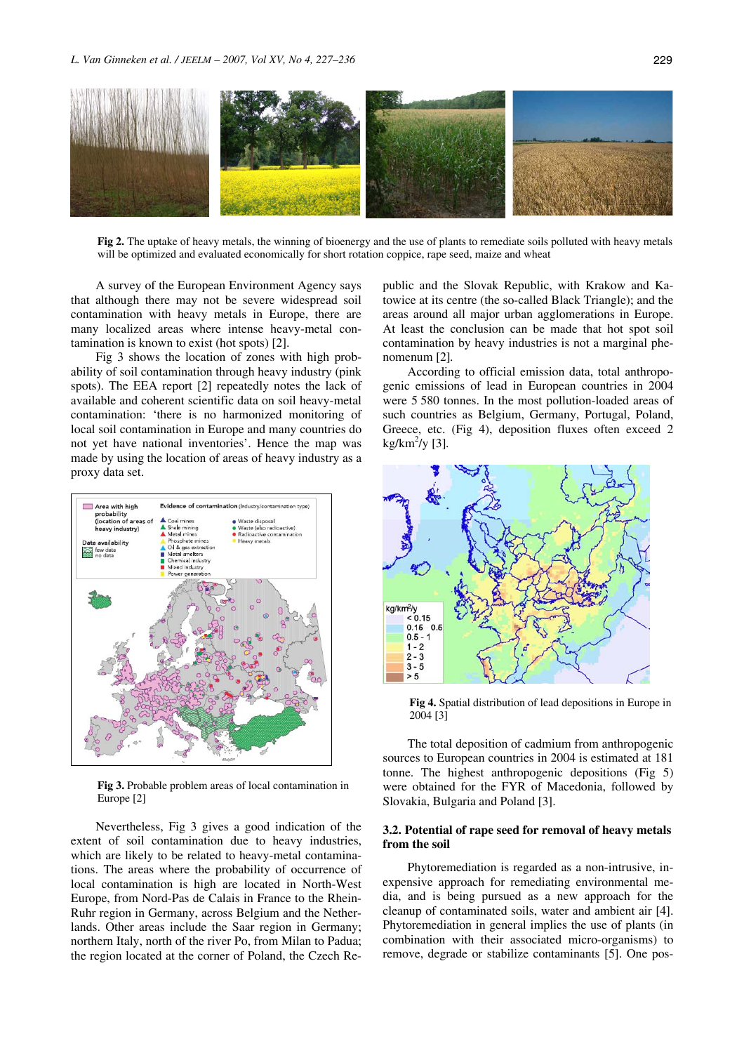Fig 2. The uptake of heavy metals, the winning of bioenergy and the use of plants to remediate soils polluted with heavy metals will be optimized and evaluated economically for short rotation coppice, rape seed, maize and wheat

A survey of the European Environment Agency says that although there may not be severe widespread soil contamination with heavy metals in Europe, there are many localized areas where intense heavy-metal contamination is known to exist (hot spots) [2].

Fig 3 shows the location of zones with high probability of soil contamination through heavy industry (pink spots). The EEA report [2] repeatedly notes the lack of available and coherent scientific data on soil heavy-metal contamination: 'there is no harmonized monitoring of local soil contamination in Europe and many countries do not yet have national inventories'. Hence the map was made by using the location of areas of heavy industry as a proxy data set.

Area with high probability (location of areas of heavy industry)

Data availability
few data
no data

Evidence of contamination (Industry/contamination type)
Coal mines
Shale mining
Metal mines
Phosphate mines
Oil & gas extraction
Metal smelters
Chemical industry
Mixed industry
Power generation
Waste disposal
Waste (also radioactive)
Radioactive contamination
Heavy metals

Fig 3. Probable problem areas of local contamination in Europe [2]

Nevertheless, Fig 3 gives a good indication of the extent of soil contamination due to heavy industries, which are likely to be related to heavy-metal contaminations. The areas where the probability of occurrence of local contamination is high are located in North-West Europe, from Nord-Pas de Calais in France to the Rhein-Ruhr region in Germany, across Belgium and the Netherlands. Other areas include the Saar region in Germany; northern Italy, north of the river Po, from Milan to Padua; the region located at the corner of Poland, the Czech Republic and the Slovak Republic, with Krakow and Katowice at its centre (the so-called Black Triangle); and the areas around all major urban agglomerations in Europe. At least the conclusion can be made that hot spot soil contamination by heavy industries is not a marginal phenomenon [2].

According to official emission data, total anthropogenic emissions of lead in European countries in 2004 were 5 580 tonnes. In the most pollution-loaded areas of such countries as Belgium, Germany, Portugal, Poland, Greece, etc. (Fig 4), deposition fluxes often exceed 2 $kg/km^2/y$ [3].

$kg/km^2/y$
< 0.15
0.16 0.6
0.5 - 1
1 - 2
2 - 3
3 - 5
> 5

Fig 4. Spatial distribution of lead depositions in Europe in 2004 [3]

The total deposition of cadmium from anthropogenic sources to European countries in 2004 is estimated at 181 tonne. The highest anthropogenic depositions (Fig 5) were obtained for the FYR of Macedonia, followed by Slovakia, Bulgaria and Poland [3].

### 3.2. Potential of rape seed for removal of heavy metals from the soil

Phytoremediation is regarded as a non-intrusive, inexpensive approach for remediating environmental media, and is being pursued as a new approach for the cleanup of contaminated soils, water and ambient air [4]. Phytoremediation in general implies the use of plants (in combination with their associated micro-organisms) to remove, degrade or stabilize contaminants [5]. One pos-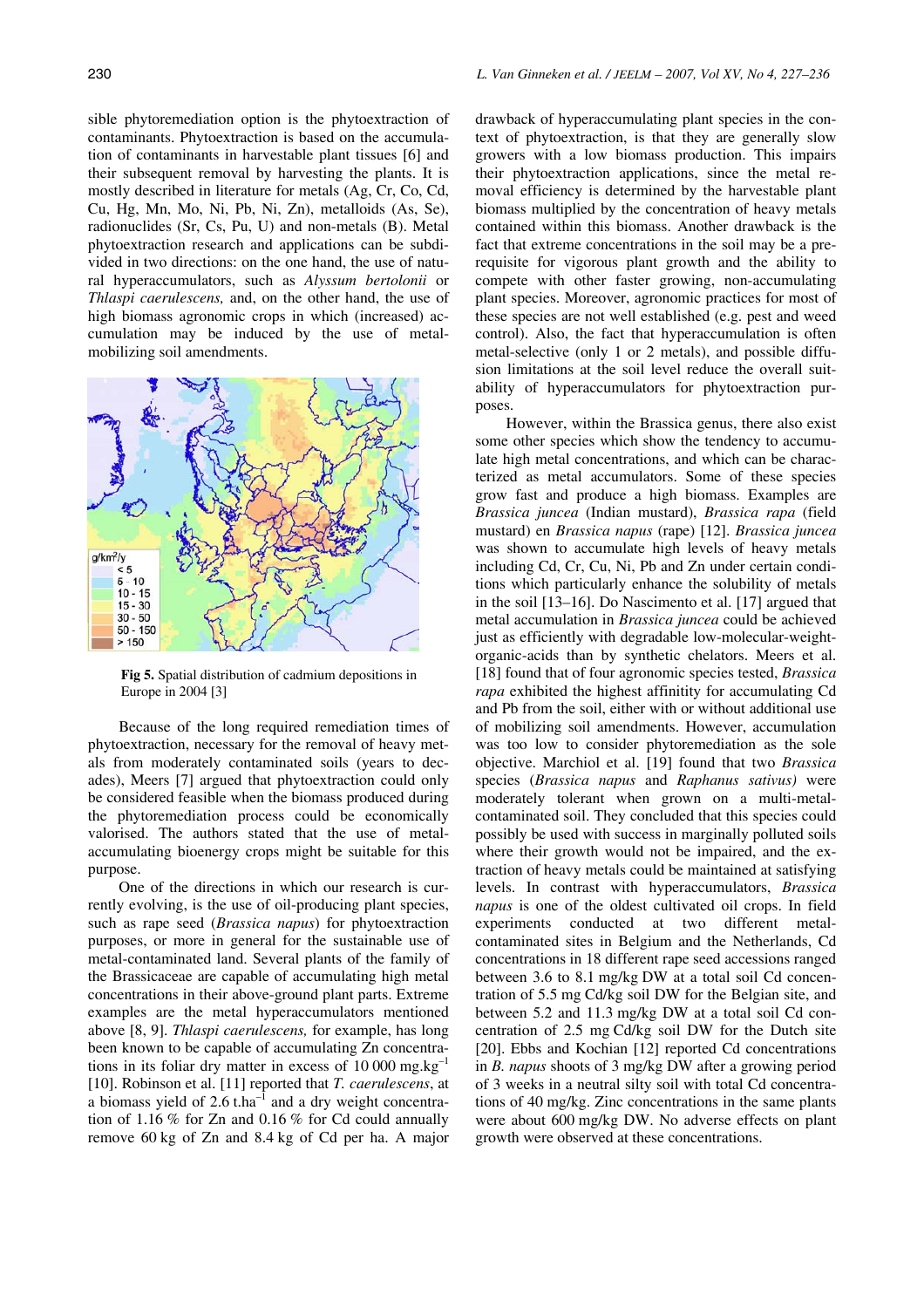sible phytoremediation option is the phytoextraction of contaminants. Phytoextraction is based on the accumulation of contaminants in harvestable plant tissues [6] and their subsequent removal by harvesting the plants. It is mostly described in literature for metals (Ag, Cr, Co, Cd, Cu, Hg, Mn, Mo, Ni, Pb, Ni, Zn), metalloids (As, Se), radionuclides (Sr, Cs, Pu, U) and non-metals (B). Metal phytoextraction research and applications can be subdivided in two directions: on the one hand, the use of natural hyperaccumulators, such as *Alyssum bertolonii* or *Thlaspi caerulescens,* and, on the other hand, the use of high biomass agronomic crops in which (increased) accumulation may be induced by the use of metal-mobilizing soil amendments.

g/km²/y
< 5
5 - 10
10 - 15
15 - 30
30 - 50
50 - 150
> 150

**Fig 5.** Spatial distribution of cadmium depositions in Europe in 2004 [3]

Because of the long required remediation times of phytoextraction, necessary for the removal of heavy metals from moderately contaminated soils (years to decades), Meers [7] argued that phytoextraction could only be considered feasible when the biomass produced during the phytoremediation process could be economically valorised. The authors stated that the use of metal-accumulating bioenergy crops might be suitable for this purpose.

One of the directions in which our research is currently evolving, is the use of oil-producing plant species, such as rape seed (*Brassica napus*) for phytoextraction purposes, or more in general for the sustainable use of metal-contaminated land. Several plants of the family of the Brassicaceae are capable of accumulating high metal concentrations in their above-ground plant parts. Extreme examples are the metal hyperaccumulators mentioned above [8, 9]. *Thlaspi caerulescens,* for example, has long been known to be capable of accumulating Zn concentrations in its foliar dry matter in excess of 10 000 mg.kg$^{-1}$ [10]. Robinson et al. [11] reported that *T. caerulescens*, at a biomass yield of 2.6 t.ha$^{-1}$ and a dry weight concentration of 1.16 % for Zn and 0.16 % for Cd could annually remove 60 kg of Zn and 8.4 kg of Cd per ha. A major drawback of hyperaccumulating plant species in the context of phytoextraction, is that they are generally slow growers with a low biomass production. This impairs their phytoextraction applications, since the metal removal efficiency is determined by the harvestable plant biomass multiplied by the concentration of heavy metals contained within this biomass. Another drawback is the fact that extreme concentrations in the soil may be a prerequisite for vigorous plant growth and the ability to compete with other faster growing, non-accumulating plant species. Moreover, agronomic practices for most of these species are not well established (e.g. pest and weed control). Also, the fact that hyperaccumulation is often metal-selective (only 1 or 2 metals), and possible diffusion limitations at the soil level reduce the overall suitability of hyperaccumulators for phytoextraction purposes.

However, within the Brassica genus, there also exist some other species which show the tendency to accumulate high metal concentrations, and which can be characterized as metal accumulators. Some of these species grow fast and produce a high biomass. Examples are *Brassica juncea* (Indian mustard), *Brassica rapa* (field mustard) en *Brassica napus* (rape) [12]. *Brassica juncea* was shown to accumulate high levels of heavy metals including Cd, Cr, Cu, Ni, Pb and Zn under certain conditions which particularly enhance the solubility of metals in the soil [13–16]. Do Nascimento et al. [17] argued that metal accumulation in *Brassica juncea* could be achieved just as efficiently with degradable low-molecular-weight-organic-acids than by synthetic chelators. Meers et al. [18] found that of four agronomic species tested, *Brassica rapa* exhibited the highest affinity for accumulating Cd and Pb from the soil, either with or without additional use of mobilizing soil amendments. However, accumulation was too low to consider phytoremediation as the sole objective. Marchiol et al. [19] found that two *Brassica* species (*Brassica napus* and *Raphanus sativus)* were moderately tolerant when grown on a multi-metal-contaminated soil. They concluded that this species could possibly be used with success in marginally polluted soils where their growth would not be impaired, and the extraction of heavy metals could be maintained at satisfying levels. In contrast with hyperaccumulators, *Brassica napus* is one of the oldest cultivated oil crops. In field experiments conducted at two different metal-contaminated sites in Belgium and the Netherlands, Cd concentrations in 18 different rape seed accessions ranged between 3.6 to 8.1 mg/kg DW at a total soil Cd concentration of 5.5 mg Cd/kg soil DW for the Belgian site, and between 5.2 and 11.3 mg/kg DW at a total soil Cd concentration of 2.5 mg Cd/kg soil DW for the Dutch site [20]. Ebbs and Kochian [12] reported Cd concentrations in *B. napus* shoots of 3 mg/kg DW after a growing period of 3 weeks in a neutral silty soil with total Cd concentrations of 40 mg/kg. Zinc concentrations in the same plants were about 600 mg/kg DW. No adverse effects on plant growth were observed at these concentrations.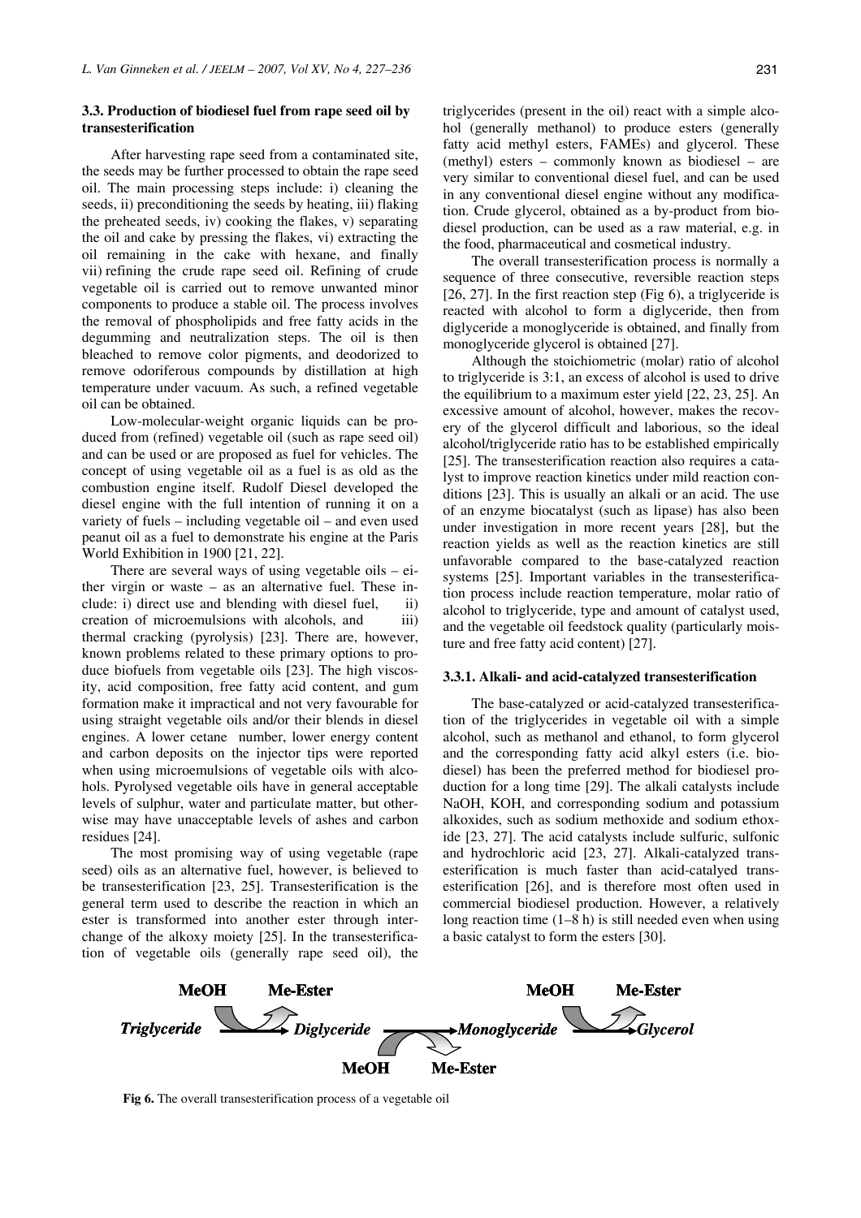### 3.3. Production of biodiesel fuel from rape seed oil by transesterification

After harvesting rape seed from a contaminated site, the seeds may be further processed to obtain the rape seed oil. The main processing steps include: i) cleaning the seeds, ii) preconditioning the seeds by heating, iii) flaking the preheated seeds, iv) cooking the flakes, v) separating the oil and cake by pressing the flakes, vi) extracting the oil remaining in the cake with hexane, and finally vii) refining the crude rape seed oil. Refining of crude vegetable oil is carried out to remove unwanted minor components to produce a stable oil. The process involves the removal of phospholipids and free fatty acids in the degumming and neutralization steps. The oil is then bleached to remove color pigments, and deodorized to remove odoriferous compounds by distillation at high temperature under vacuum. As such, a refined vegetable oil can be obtained.

Low-molecular-weight organic liquids can be produced from (refined) vegetable oil (such as rape seed oil) and can be used or are proposed as fuel for vehicles. The concept of using vegetable oil as a fuel is as old as the combustion engine itself. Rudolf Diesel developed the diesel engine with the full intention of running it on a variety of fuels – including vegetable oil – and even used peanut oil as a fuel to demonstrate his engine at the Paris World Exhibition in 1900 [21, 22].

There are several ways of using vegetable oils – either virgin or waste – as an alternative fuel. These include: i) direct use and blending with diesel fuel, ii) creation of microemulsions with alcohols, and iii) thermal cracking (pyrolysis) [23]. There are, however, known problems related to these primary options to produce biofuels from vegetable oils [23]. The high viscosity, acid composition, free fatty acid content, and gum formation make it impractical and not very favourable for using straight vegetable oils and/or their blends in diesel engines. A lower cetane number, lower energy content and carbon deposits on the injector tips were reported when using microemulsions of vegetable oils with alcohols. Pyrolysed vegetable oils have in general acceptable levels of sulphur, water and particulate matter, but otherwise may have unacceptable levels of ashes and carbon residues [24].

The most promising way of using vegetable (rape seed) oils as an alternative fuel, however, is believed to be transesterification [23, 25]. Transesterification is the general term used to describe the reaction in which an ester is transformed into another ester through interchange of the alkoxy moiety [25]. In the transesterification of vegetable oils (generally rape seed oil), the triglycerides (present in the oil) react with a simple alcohol (generally methanol) to produce esters (generally fatty acid methyl esters, FAMEs) and glycerol. These (methyl) esters – commonly known as biodiesel – are very similar to conventional diesel fuel, and can be used in any conventional diesel engine without any modification. Crude glycerol, obtained as a by-product from biodiesel production, can be used as a raw material, e.g. in the food, pharmaceutical and cosmetical industry.

The overall transesterification process is normally a sequence of three consecutive, reversible reaction steps [26, 27]. In the first reaction step (Fig 6), a triglyceride is reacted with alcohol to form a diglyceride, then from diglyceride a monoglyceride is obtained, and finally from monoglyceride glycerol is obtained [27].

Although the stoichiometric (molar) ratio of alcohol to triglyceride is 3:1, an excess of alcohol is used to drive the equilibrium to a maximum ester yield [22, 23, 25]. An excessive amount of alcohol, however, makes the recovery of the glycerol difficult and laborious, so the ideal alcohol/triglyceride ratio has to be established empirically [25]. The transesterification reaction also requires a catalyst to improve reaction kinetics under mild reaction conditions [23]. This is usually an alkali or an acid. The use of an enzyme biocatalyst (such as lipase) has also been under investigation in more recent years [28], but the reaction yields as well as the reaction kinetics are still unfavorable compared to the base-catalyzed reaction systems [25]. Important variables in the transesterification process include reaction temperature, molar ratio of alcohol to triglyceride, type and amount of catalyst used, and the vegetable oil feedstock quality (particularly moisture and free fatty acid content) [27].

#### 3.3.1. Alkali- and acid-catalyzed transesterification

The base-catalyzed or acid-catalyzed transesterification of the triglycerides in vegetable oil with a simple alcohol, such as methanol and ethanol, to form glycerol and the corresponding fatty acid alkyl esters (i.e. biodiesel) has been the preferred method for biodiesel production for a long time [29]. The alkali catalysts include NaOH, KOH, and corresponding sodium and potassium alkoxides, such as sodium methoxide and sodium ethoxide [23, 27]. The acid catalysts include sulfuric, sulfonic and hydrochloric acid [23, 27]. Alkali-catalyzed transesterification is much faster than acid-catalyzed transesterification [26], and is therefore most often used in commercial biodiesel production. However, a relatively long reaction time (1–8 h) is still needed even when using a basic catalyst to form the esters [30].

MeOH Me-Ester
Triglyceride → Diglyceride → Monoglyceride → Glycerol
MeOH Me-Ester
MeOH Me-Ester

**Fig 6.** The overall transesterification process of a vegetable oil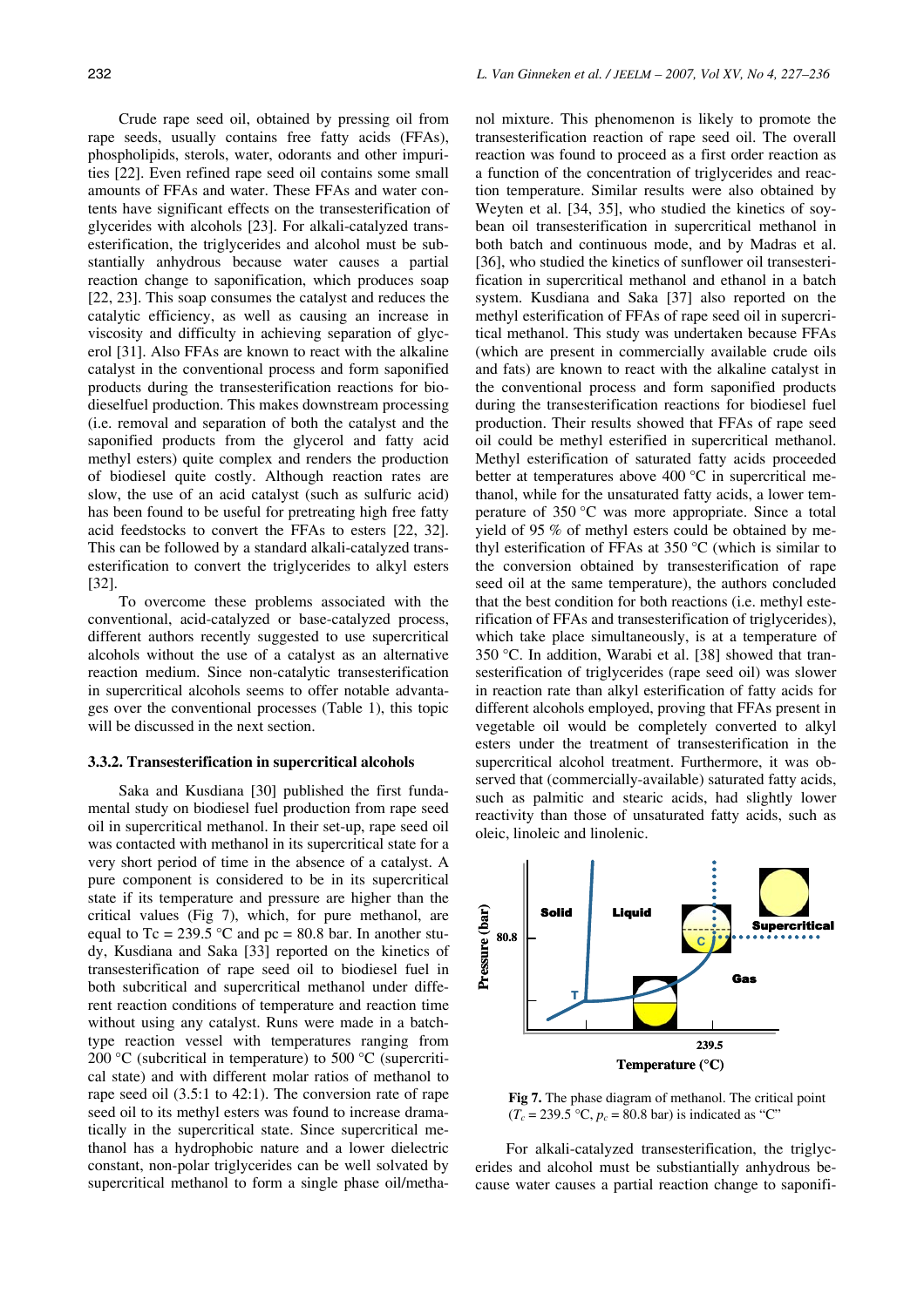Crude rape seed oil, obtained by pressing oil from rape seeds, usually contains free fatty acids (FFAs), phospholipids, sterols, water, odorants and other impurities [22]. Even refined rape seed oil contains some small amounts of FFAs and water. These FFAs and water contents have significant effects on the transesterification of glycerides with alcohols [23]. For alkali-catalyzed transesterification, the triglycerides and alcohol must be substantially anhydrous because water causes a partial reaction change to saponification, which produces soap [22, 23]. This soap consumes the catalyst and reduces the catalytic efficiency, as well as causing an increase in viscosity and difficulty in achieving separation of glycerol [31]. Also FFAs are known to react with the alkaline catalyst in the conventional process and form saponified products during the transesterification reactions for biodieselfuel production. This makes downstream processing (i.e. removal and separation of both the catalyst and the saponified products from the glycerol and fatty acid methyl esters) quite complex and renders the production of biodiesel quite costly. Although reaction rates are slow, the use of an acid catalyst (such as sulfuric acid) has been found to be useful for pretreating high free fatty acid feedstocks to convert the FFAs to esters [22, 32]. This can be followed by a standard alkali-catalyzed transesterification to convert the triglycerides to alkyl esters [32].

To overcome these problems associated with the conventional, acid-catalyzed or base-catalyzed process, different authors recently suggested to use supercritical alcohols without the use of a catalyst as an alternative reaction medium. Since non-catalytic transesterification in supercritical alcohols seems to offer notable advantages over the conventional processes (Table 1), this topic will be discussed in the next section.

### 3.3.2. Transesterification in supercritical alcohols

Saka and Kusdiana [30] published the first fundamental study on biodiesel fuel production from rape seed oil in supercritical methanol. In their set-up, rape seed oil was contacted with methanol in its supercritical state for a very short period of time in the absence of a catalyst. A pure component is considered to be in its supercritical state if its temperature and pressure are higher than the critical values (Fig 7), which, for pure methanol, are equal to Tc = 239.5 °C and pc = 80.8 bar. In another study, Kusdiana and Saka [33] reported on the kinetics of transesterification of rape seed oil to biodiesel fuel in both subcritical and supercritical methanol under different reaction conditions of temperature and reaction time without using any catalyst. Runs were made in a batch-type reaction vessel with temperatures ranging from 200 °C (subcritical in temperature) to 500 °C (supercritical state) and with different molar ratios of methanol to rape seed oil (3.5:1 to 42:1). The conversion rate of rape seed oil to its methyl esters was found to increase dramatically in the supercritical state. Since supercritical methanol has a hydrophobic nature and a lower dielectric constant, non-polar triglycerides can be well solvated by supercritical methanol to form a single phase oil/methanol mixture. This phenomenon is likely to promote the transesterification reaction of rape seed oil. The overall reaction was found to proceed as a first order reaction as a function of the concentration of triglycerides and reaction temperature. Similar results were also obtained by Weyten et al. [34, 35], who studied the kinetics of soybean oil transesterification in supercritical methanol in both batch and continuous mode, and by Madras et al. [36], who studied the kinetics of sunflower oil transesterification in supercritical methanol and ethanol in a batch system. Kusdiana and Saka [37] also reported on the methyl esterification of FFAs of rape seed oil in supercritical methanol. This study was undertaken because FFAs (which are present in commercially available crude oils and fats) are known to react with the alkaline catalyst in the conventional process and form saponified products during the transesterification reactions for biodiesel fuel production. Their results showed that FFAs of rape seed oil could be methyl esterified in supercritical methanol. Methyl esterification of saturated fatty acids proceeded better at temperatures above 400 °C in supercritical methanol, while for the unsaturated fatty acids, a lower temperature of 350 °C was more appropriate. Since a total yield of 95 % of methyl esters could be obtained by methyl esterification of FFAs at 350 °C (which is similar to the conversion obtained by transesterification of rape seed oil at the same temperature), the authors concluded that the best condition for both reactions (i.e. methyl esterification of FFAs and transesterification of triglycerides), which take place simultaneously, is at a temperature of 350 °C. In addition, Warabi et al. [38] showed that transesterification of triglycerides (rape seed oil) was slower in reaction rate than alkyl esterification of fatty acids for different alcohols employed, proving that FFAs present in vegetable oil would be completely converted to alkyl esters under the treatment of transesterification in the supercritical alcohol treatment. Furthermore, it was observed that (commercially-available) saturated fatty acids, such as palmitic and stearic acids, had slightly lower reactivity than those of unsaturated fatty acids, such as oleic, linoleic and linolenic.

Pressure (bar)
80.8
Solid
Liquid
Supercritical
C
Gas
T
239.5
Temperature (°C)

**Fig 7.** The phase diagram of methanol. The critical point ($T_c$ = 239.5 °C, $p_c$ = 80.8 bar) is indicated as "C"

For alkali-catalyzed transesterification, the triglycerides and alcohol must be substiantially anhydrous because water causes a partial reaction change to saponifi-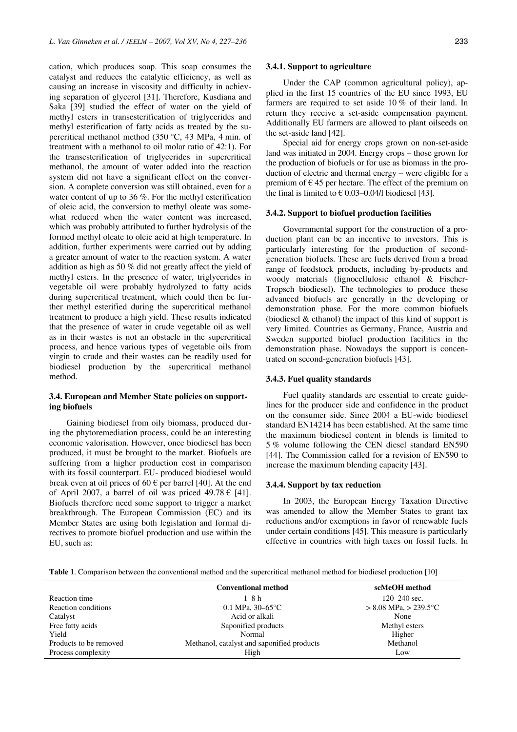cation, which produces soap. This soap consumes the catalyst and reduces the catalytic efficiency, as well as causing an increase in viscosity and difficulty in achieving separation of glycerol [31]. Therefore, Kusdiana and Saka [39] studied the effect of water on the yield of methyl esters in transesterification of triglycerides and methyl esterification of fatty acids as treated by the supercritical methanol method (350 °C, 43 MPa, 4 min. of treatment with a methanol to oil molar ratio of 42:1). For the transesterification of triglycerides in supercritical methanol, the amount of water added into the reaction system did not have a significant effect on the conversion. A complete conversion was still obtained, even for a water content of up to 36 %. For the methyl esterification of oleic acid, the conversion to methyl oleate was somewhat reduced when the water content was increased, which was probably attributed to further hydrolysis of the formed methyl oleate to oleic acid at high temperature. In addition, further experiments were carried out by adding a greater amount of water to the reaction system. A water addition as high as 50 % did not greatly affect the yield of methyl esters. In the presence of water, triglycerides in vegetable oil were probably hydrolyzed to fatty acids during supercritical treatment, which could then be further methyl esterified during the supercritical methanol treatment to produce a high yield. These results indicated that the presence of water in crude vegetable oil as well as in their wastes is not an obstacle in the supercritical process, and hence various types of vegetable oils from virgin to crude and their wastes can be readily used for biodiesel production by the supercritical methanol method.

### 3.4. European and Member State policies on supporting biofuels

Gaining biodiesel from oily biomass, produced during the phytoremediation process, could be an interesting economic valorisation. However, once biodiesel has been produced, it must be brought to the market. Biofuels are suffering from a higher production cost in comparison with its fossil counterpart. EU- produced biodiesel would break even at oil prices of 60 € per barrel [40]. At the end of April 2007, a barrel of oil was priced 49.78 € [41]. Biofuels therefore need some support to trigger a market breakthrough. The European Commission (EC) and its Member States are using both legislation and formal directives to promote biofuel production and use within the EU, such as:

#### 3.4.1. Support to agriculture

Under the CAP (common agricultural policy), applied in the first 15 countries of the EU since 1993, EU farmers are required to set aside 10 % of their land. In return they receive a set-aside compensation payment. Additionally EU farmers are allowed to plant oilseeds on the set-aside land [42].

Special aid for energy crops grown on non-set-aside land was initiated in 2004. Energy crops – those grown for the production of biofuels or for use as biomass in the production of electric and thermal energy – were eligible for a premium of € 45 per hectare. The effect of the premium on the final is limited to € 0.03–0.04/l biodiesel [43].

#### 3.4.2. Support to biofuel production facilities

Governmental support for the construction of a production plant can be an incentive to investors. This is particularly interesting for the production of second-generation biofuels. These are fuels derived from a broad range of feedstock products, including by-products and woody materials (lignocellulosic ethanol & Fischer-Tropsch biodiesel). The technologies to produce these advanced biofuels are generally in the developing or demonstration phase. For the more common biofuels (biodiesel & ethanol) the impact of this kind of support is very limited. Countries as Germany, France, Austria and Sweden supported biofuel production facilities in the demonstration phase. Nowadays the support is concentrated on second-generation biofuels [43].

#### 3.4.3. Fuel quality standards

Fuel quality standards are essential to create guidelines for the producer side and confidence in the product on the consumer side. Since 2004 a EU-wide biodiesel standard EN14214 has been established. At the same time the maximum biodiesel content in blends is limited to 5 % volume following the CEN diesel standard EN590 [44]. The Commission called for a revision of EN590 to increase the maximum blending capacity [43].

#### 3.4.4. Support by tax reduction

In 2003, the European Energy Taxation Directive was amended to allow the Member States to grant tax reductions and/or exemptions in favor of renewable fuels under certain conditions [45]. This measure is particularly effective in countries with high taxes on fossil fuels. In

**Table 1**. Comparison between the conventional method and the supercritical methanol method for biodiesel production [10]

| | Conventional method | scMeOH method |
|---|---|---|
| Reaction time | 1–8 h | 120–240 sec. |
| Reaction conditions | 0.1 MPa, 30–65°C | > 8.08 MPa, > 239.5°C |
| Catalyst | Acid or alkali | None |
| Free fatty acids | Saponified products | Methyl esters |
| Yield | Normal | Higher |
| Products to be removed | Methanol, catalyst and saponified products | Methanol |
| Process complexity | High | Low |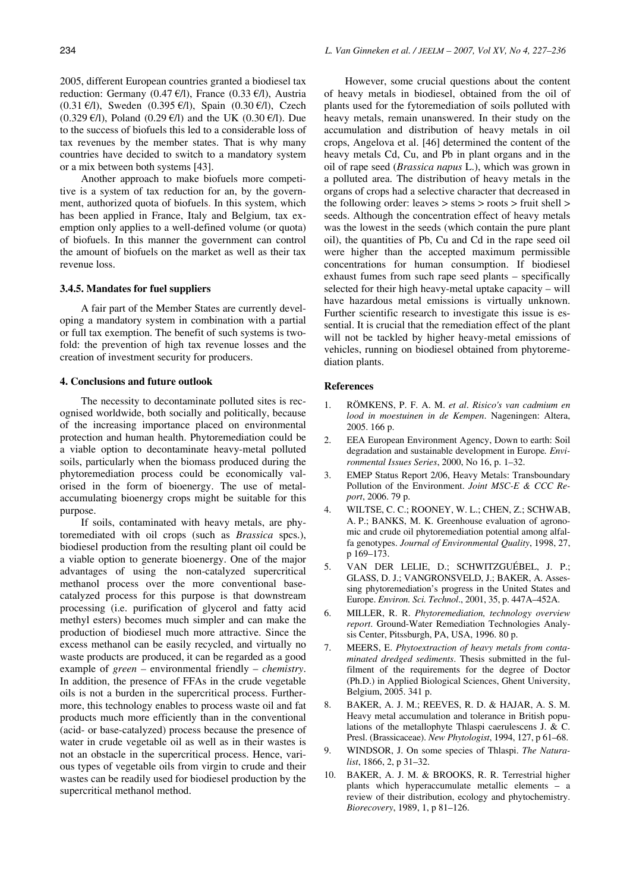2005, different European countries granted a biodiesel tax reduction: Germany (0.47 €/l), France (0.33 €/l), Austria (0.31 €/l), Sweden (0.395 €/l), Spain (0.30 €/l), Czech (0.329 €/l), Poland (0.29 €/l) and the UK (0.30 €/l). Due to the success of biofuels this led to a considerable loss of tax revenues by the member states. That is why many countries have decided to switch to a mandatory system or a mix between both systems [43].

Another approach to make biofuels more competitive is a system of tax reduction for an, by the government, authorized quota of biofuels. In this system, which has been applied in France, Italy and Belgium, tax exemption only applies to a well-defined volume (or quota) of biofuels. In this manner the government can control the amount of biofuels on the market as well as their tax revenue loss.

### 3.4.5. Mandates for fuel suppliers

A fair part of the Member States are currently developing a mandatory system in combination with a partial or full tax exemption. The benefit of such systems is twofold: the prevention of high tax revenue losses and the creation of investment security for producers.

## 4. Conclusions and future outlook

The necessity to decontaminate polluted sites is recognised worldwide, both socially and politically, because of the increasing importance placed on environmental protection and human health. Phytoremediation could be a viable option to decontaminate heavy-metal polluted soils, particularly when the biomass produced during the phytoremediation process could be economically valorised in the form of bioenergy. The use of metal-accumulating bioenergy crops might be suitable for this purpose.

If soils, contaminated with heavy metals, are phytoremediated with oil crops (such as *Brassica* spcs.), biodiesel production from the resulting plant oil could be a viable option to generate bioenergy. One of the major advantages of using the non-catalyzed supercritical methanol process over the more conventional base-catalyzed process for this purpose is that downstream processing (i.e. purification of glycerol and fatty acid methyl esters) becomes much simpler and can make the production of biodiesel much more attractive. Since the excess methanol can be easily recycled, and virtually no waste products are produced, it can be regarded as a good example of *green* – environmental friendly – *chemistry*. In addition, the presence of FFAs in the crude vegetable oils is not a burden in the supercritical process. Furthermore, this technology enables to process waste oil and fat products much more efficiently than in the conventional (acid- or base-catalyzed) process because the presence of water in crude vegetable oil as well as in their wastes is not an obstacle in the supercritical process. Hence, various types of vegetable oils from virgin to crude and their wastes can be readily used for biodiesel production by the supercritical methanol method.

However, some crucial questions about the content of heavy metals in biodiesel, obtained from the oil of plants used for the fytoremediation of soils polluted with heavy metals, remain unanswered. In their study on the accumulation and distribution of heavy metals in oil crops, Angelova et al. [46] determined the content of the heavy metals Cd, Cu, and Pb in plant organs and in the oil of rape seed (*Brassica napus* L.), which was grown in a polluted area. The distribution of heavy metals in the organs of crops had a selective character that decreased in the following order: leaves > stems > roots > fruit shell > seeds. Although the concentration effect of heavy metals was the lowest in the seeds (which contain the pure plant oil), the quantities of Pb, Cu and Cd in the rape seed oil were higher than the accepted maximum permissible concentrations for human consumption. If biodiesel exhaust fumes from such rape seed plants – specifically selected for their high heavy-metal uptake capacity – will have hazardous metal emissions is virtually unknown. Further scientific research to investigate this issue is essential. It is crucial that the remediation effect of the plant will not be tackled by higher heavy-metal emissions of vehicles, running on biodiesel obtained from phytoremediation plants.

## References

1. RÖMKENS, P. F. A. M. *et al*. *Risico's van cadmium en lood in moestuinen in de Kempen*. Nageningen: Altera, 2005. 166 p.
2. EEA European Environment Agency, Down to earth: Soil degradation and sustainable development in Europe*. Environmental Issues Series*, 2000, No 16, p. 1–32.
3. EMEP Status Report 2/06, Heavy Metals: Transboundary Pollution of the Environment. *Joint MSC-E & CCC Report*, 2006. 79 p.
4. WILTSE, C. C.; ROONEY, W. L.; CHEN, Z.; SCHWAB, A. P.; BANKS, M. K. Greenhouse evaluation of agronomic and crude oil phytoremediation potential among alfalfa genotypes. *Journal of Environmental Quality*, 1998, 27, p 169–173.
5. VAN DER LELIE, D.; SCHWITZGUÉBEL, J. P.; GLASS, D. J.; VANGRONSVELD, J.; BAKER, A. Assessing phytoremediation's progress in the United States and Europe. *Environ. Sci. Technol*., 2001, 35, p. 447A–452A.
6. MILLER, R. R. *Phytoremediation, technology overview report*. Ground-Water Remediation Technologies Analysis Center, Pitssburgh, PA, USA, 1996. 80 p.
7. MEERS, E. *Phytoextraction of heavy metals from contaminated dredged sediments*. Thesis submitted in the fulfilment of the requirements for the degree of Doctor (Ph.D.) in Applied Biological Sciences, Ghent University, Belgium, 2005. 341 p.
8. BAKER, A. J. M.; REEVES, R. D. & HAJAR, A. S. M. Heavy metal accumulation and tolerance in British populations of the metallophyte Thlaspi caerulescens J. & C. Presl. (Brassicaceae). *New Phytologist*, 1994, 127, p 61–68.
9. WINDSOR, J. On some species of Thlaspi. *The Naturalist*, 1866, 2, p 31–32.
10. BAKER, A. J. M. & BROOKS, R. R. Terrestrial higher plants which hyperaccumulate metallic elements – a review of their distribution, ecology and phytochemistry. *Biorecovery*, 1989, 1, p 81–126.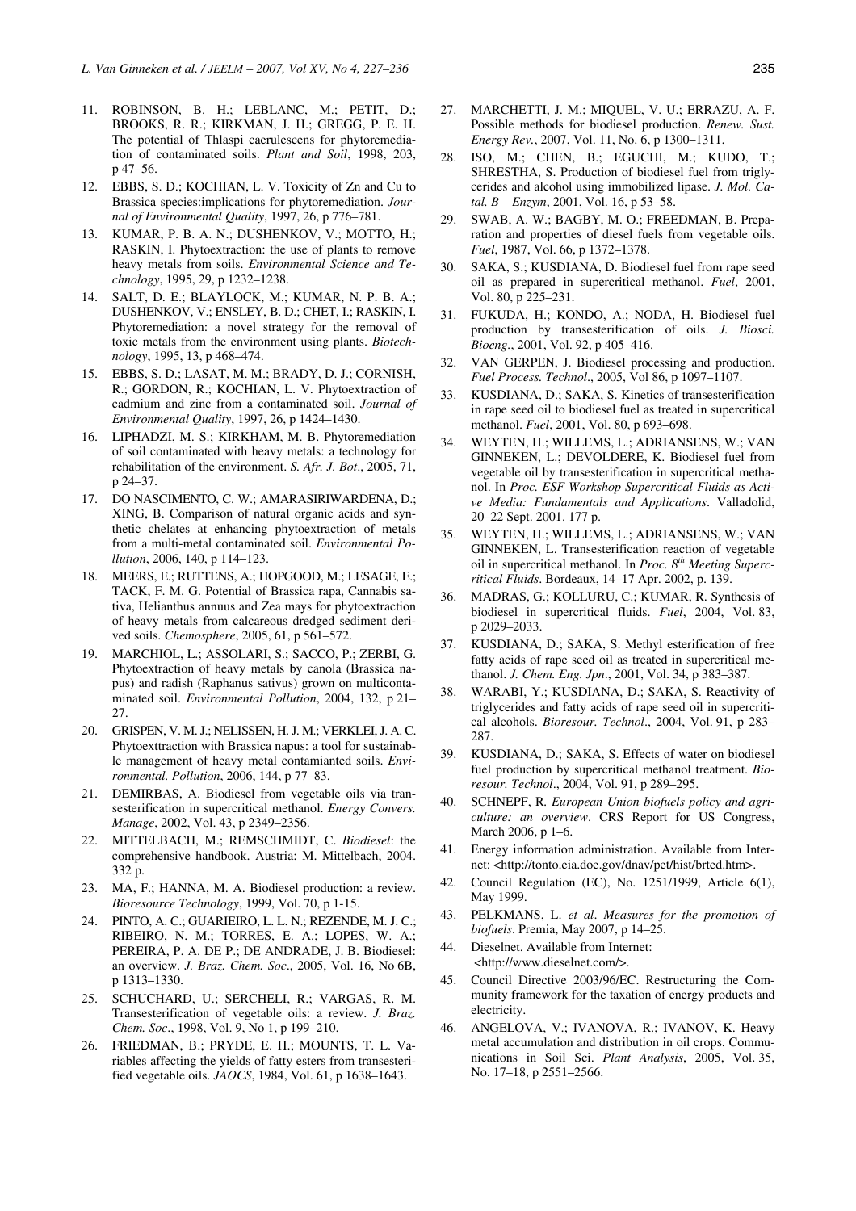11. ROBINSON, B. H.; LEBLANC, M.; PETIT, D.; BROOKS, R. R.; KIRKMAN, J. H.; GREGG, P. E. H. The potential of Thlaspi caerulescens for phytoremediation of contaminated soils. *Plant and Soil*, 1998, 203, p 47–56.
12. EBBS, S. D.; KOCHIAN, L. V. Toxicity of Zn and Cu to Brassica species:implications for phytoremediation. *Journal of Environmental Quality*, 1997, 26, p 776–781.
13. KUMAR, P. B. A. N.; DUSHENKOV, V.; MOTTO, H.; RASKIN, I. Phytoextraction: the use of plants to remove heavy metals from soils. *Environmental Science and Technology*, 1995, 29, p 1232–1238.
14. SALT, D. E.; BLAYLOCK, M.; KUMAR, N. P. B. A.; DUSHENKOV, V.; ENSLEY, B. D.; CHET, I.; RASKIN, I. Phytoremediation: a novel strategy for the removal of toxic metals from the environment using plants. *Biotechnology*, 1995, 13, p 468–474.
15. EBBS, S. D.; LASAT, M. M.; BRADY, D. J.; CORNISH, R.; GORDON, R.; KOCHIAN, L. V. Phytoextraction of cadmium and zinc from a contaminated soil. *Journal of Environmental Quality*, 1997, 26, p 1424–1430.
16. LIPHADZI, M. S.; KIRKHAM, M. B. Phytoremediation of soil contaminated with heavy metals: a technology for rehabilitation of the environment. *S. Afr. J. Bot*., 2005, 71, p 24–37.
17. DO NASCIMENTO, C. W.; AMARASIRIWARDENA, D.; XING, B. Comparison of natural organic acids and synthetic chelates at enhancing phytoextraction of metals from a multi-metal contaminated soil. *Environmental Pollution*, 2006, 140, p 114–123.
18. MEERS, E.; RUTTENS, A.; HOPGOOD, M.; LESAGE, E.; TACK, F. M. G. Potential of Brassica rapa, Cannabis sativa, Helianthus annuus and Zea mays for phytoextraction of heavy metals from calcareous dredged sediment derived soils. *Chemosphere*, 2005, 61, p 561–572.
19. MARCHIOL, L.; ASSOLARI, S.; SACCO, P.; ZERBI, G. Phytoextraction of heavy metals by canola (Brassica napus) and radish (Raphanus sativus) grown on multicontaminated soil. *Environmental Pollution*, 2004, 132, p 21–27.
20. GRISPEN, V. M. J.; NELISSEN, H. J. M.; VERKLEI, J. A. C. Phytoexttraction with Brassica napus: a tool for sustainable management of heavy metal contamianted soils. *Environmental. Pollution*, 2006, 144, p 77–83.
21. DEMIRBAS, A. Biodiesel from vegetable oils via transesterification in supercritical methanol. *Energy Convers. Manage*, 2002, Vol. 43, p 2349–2356.
22. MITTELBACH, M.; REMSCHMIDT, C. *Biodiesel*: the comprehensive handbook. Austria: M. Mittelbach, 2004. 332 p.
23. MA, F.; HANNA, M. A. Biodiesel production: a review. *Bioresource Technology*, 1999, Vol. 70, p 1-15.
24. PINTO, A. C.; GUARIEIRO, L. L. N.; REZENDE, M. J. C.; RIBEIRO, N. M.; TORRES, E. A.; LOPES, W. A.; PEREIRA, P. A. DE P.; DE ANDRADE, J. B. Biodiesel: an overview. *J. Braz. Chem. Soc*., 2005, Vol. 16, No 6B, p 1313–1330.
25. SCHUCHARD, U.; SERCHELI, R.; VARGAS, R. M. Transesterification of vegetable oils: a review. *J. Braz. Chem. Soc*., 1998, Vol. 9, No 1, p 199–210.
26. FRIEDMAN, B.; PRYDE, E. H.; MOUNTS, T. L. Variables affecting the yields of fatty esters from transesterified vegetable oils. *JAOCS*, 1984, Vol. 61, p 1638–1643.
27. MARCHETTI, J. M.; MIQUEL, V. U.; ERRAZU, A. F. Possible methods for biodiesel production. *Renew. Sust. Energy Rev.*, 2007, Vol. 11, No. 6, p 1300–1311.
28. ISO, M.; CHEN, B.; EGUCHI, M.; KUDO, T.; SHRESTHA, S. Production of biodiesel fuel from triglycerides and alcohol using immobilized lipase. *J. Mol. Catal. B – Enzym*, 2001, Vol. 16, p 53–58.
29. SWAB, A. W.; BAGBY, M. O.; FREEDMAN, B. Preparation and properties of diesel fuels from vegetable oils. *Fuel*, 1987, Vol. 66, p 1372–1378.
30. SAKA, S.; KUSDIANA, D. Biodiesel fuel from rape seed oil as prepared in supercritical methanol. *Fuel*, 2001, Vol. 80, p 225–231.
31. FUKUDA, H.; KONDO, A.; NODA, H. Biodiesel fuel production by transesterification of oils. *J. Biosci. Bioeng.*, 2001, Vol. 92, p 405–416.
32. VAN GERPEN, J. Biodiesel processing and production. *Fuel Process. Technol*., 2005, Vol 86, p 1097–1107.
33. KUSDIANA, D.; SAKA, S. Kinetics of transesterification in rape seed oil to biodiesel fuel as treated in supercritical methanol. *Fuel*, 2001, Vol. 80, p 693–698.
34. WEYTEN, H.; WILLEMS, L.; ADRIANSENS, W.; VAN GINNEKEN, L.; DEVOLDERE, K. Biodiesel fuel from vegetable oil by transesterification in supercritical methanol. In *Proc. ESF Workshop Supercritical Fluids as Active Media: Fundamentals and Applications*. Valladolid, 20–22 Sept. 2001. 177 p.
35. WEYTEN, H.; WILLEMS, L.; ADRIANSENS, W.; VAN GINNEKEN, L. Transesterification reaction of vegetable oil in supercritical methanol. In *Proc. 8th Meeting Supercritical Fluids*. Bordeaux, 14–17 Apr. 2002, p. 139.
36. MADRAS, G.; KOLLURU, C.; KUMAR, R. Synthesis of biodiesel in supercritical fluids. *Fuel*, 2004, Vol. 83, p 2029–2033.
37. KUSDIANA, D.; SAKA, S. Methyl esterification of free fatty acids of rape seed oil as treated in supercritical methanol. *J. Chem. Eng. Jpn*., 2001, Vol. 34, p 383–387.
38. WARABI, Y.; KUSDIANA, D.; SAKA, S. Reactivity of triglycerides and fatty acids of rape seed oil in supercritical alcohols. *Bioresour. Technol*., 2004, Vol. 91, p 283–287.
39. KUSDIANA, D.; SAKA, S. Effects of water on biodiesel fuel production by supercritical methanol treatment. *Bioresour. Technol*., 2004, Vol. 91, p 289–295.
40. SCHNEPF, R. *European Union biofuels policy and agriculture: an overview*. CRS Report for US Congress, March 2006, p 1–6.
41. Energy information administration. Available from Internet: <http://tonto.eia.doe.gov/dnav/pet/hist/brted.htm>.
42. Council Regulation (EC), No. 1251/1999, Article 6(1), May 1999.
43. PELKMANS, L. *et al*. *Measures for the promotion of biofuels*. Premia, May 2007, p 14–25.
44. Dieselnet. Available from Internet: <http://www.dieselnet.com/>.
45. Council Directive 2003/96/EC. Restructuring the Community framework for the taxation of energy products and electricity.
46. ANGELOVA, V.; IVANOVA, R.; IVANOV, K. Heavy metal accumulation and distribution in oil crops. Communications in Soil Sci. *Plant Analysis*, 2005, Vol. 35, No. 17–18, p 2551–2566.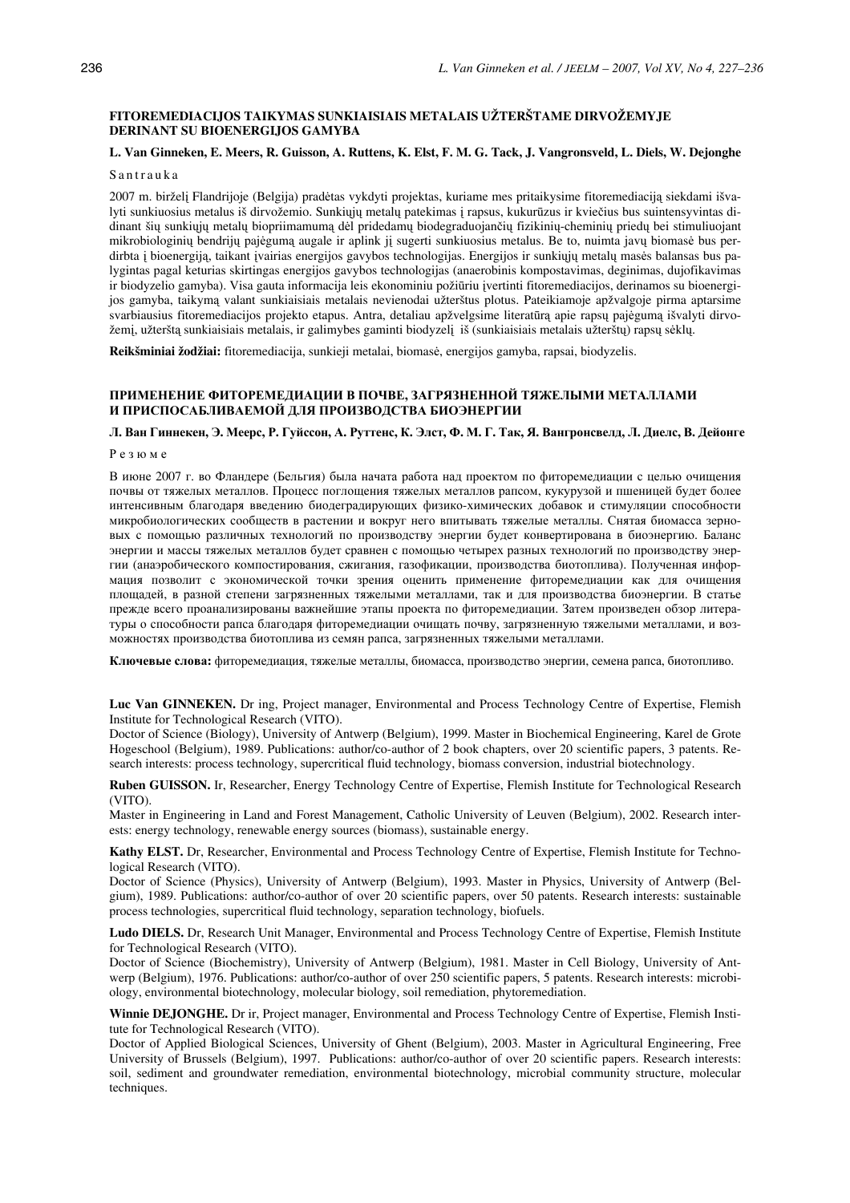## FITOREMEDIACIJOS TAIKYMAS SUNKIAISIAIS METALAIS UŽTERŠTAME DIRVOŽEMYJE DERINANT SU BIOENERGIJOS GAMYBA

**L. Van Ginneken, E. Meers, R. Guisson, A. Ruttens, K. Elst, F. M. G. Tack, J. Vangronsveld, L. Diels, W. Dejonghe**

Santrauka

2007 m. birželį Flandrijoje (Belgija) pradėtas vykdyti projektas, kuriame mes pritaikysime fitoremediaciją siekdami išvalyti sunkiuosius metalus iš dirvožemio. Sunkiųjų metalų patekimas į rapsus, kukurūzus ir kviečius bus suintensyvintas didinant šių sunkiųjų metalų biopriimamumą dėl pridedamų biodegraduojančių fizikinių-cheminių priedų bei stimuliuojant mikrobiologinių bendrijų pajėgumą augale ir aplink jį sugerti sunkiuosius metalus. Be to, nuimta javų biomasė bus perdirbta į bioenergiją, taikant įvairias energijos gavybos technologijas. Energijos ir sunkiųjų metalų masės balansas bus palygintas pagal keturias skirtingas energijos gavybos technologijas (anaerobinis kompostavimas, deginimas, dujofikavimas ir biodyzelio gamyba). Visa gauta informacija leis ekonominiu požiūriu įvertinti fitoremediacijos, derinamos su bioenergijos gamyba, taikymą valant sunkiaisiais metalais nevienodai užterštus plotus. Pateikiamoje apžvalgoje pirma aptarsime svarbiausius fitoremediacijos projekto etapus. Antra, detaliau apžvelgsime literatūrą apie rapsų pajėgumą išvalyti dirvožemį, užterštą sunkiaisiais metalais, ir galimybes gaminti biodyzelį iš (sunkiaisiais metalais užterštų) rapsų sėklų.

**Reikšminiai žodžiai:** fitoremediacija, sunkieji metalai, biomasė, energijos gamyba, rapsai, biodyzelis.

## ПРИМЕНЕНИЕ ФИТОРЕМЕДИАЦИИ В ПОЧВЕ, ЗАГРЯЗНЕННОЙ ТЯЖЕЛЫМИ МЕТАЛЛАМИ И ПРИСПОСАБЛИВАЕМОЙ ДЛЯ ПРОИЗВОДСТВА БИОЭНЕРГИИ

**Л. Ван Гиннекен, Э. Меерс, Р. Гуйссон, А. Руттенс, К. Элст, Ф. М. Г. Так, Я. Вангронсвелд, Л. Диелс, В. Дейонге**

Резюме

В июне 2007 г. во Фландере (Бельгия) была начата работа над проектом по фиторемедиации с целью очищения почвы от тяжелых металлов. Процесс поглощения тяжелых металлов рапсом, кукурузой и пшеницей будет более интенсивным благодаря введению биодеградирующих физико-химических добавок и стимуляции способности микробиологических сообществ в растении и вокруг него впитывать тяжелые металлы. Снятая биомасса зерновых с помощью различных технологий по производству энергии будет конвертирована в биоэнергию. Баланс энергии и массы тяжелых металлов будет сравнен с помощью четырех разных технологий по производству энергии (анаэробического компостирования, сжигания, газификации, производства биотоплива). Полученная информация позволит с экономической точки зрения оценить применение фиторемедиации как для очищения площадей, в разной степени загрязненных тяжелыми металлами, так и для производства биоэнергии. В статье прежде всего проанализированы важнейшие этапы проекта по фиторемедиации. Затем произведен обзор литературы о способности рапса благодаря фиторемедиации очищать почву, загрязненную тяжелыми металлами, и возможностях производства биотоплива из семян рапса, загрязненных тяжелыми металлами.

**Ключевые слова:** фиторемедиация, тяжелые металлы, биомасса, производство энергии, семена рапса, биотопливо.

**Luc Van GINNEKEN.** Dr ing, Project manager, Environmental and Process Technology Centre of Expertise, Flemish Institute for Technological Research (VITO).

Doctor of Science (Biology), University of Antwerp (Belgium), 1999. Master in Biochemical Engineering, Karel de Grote Hogeschool (Belgium), 1989. Publications: author/co-author of 2 book chapters, over 20 scientific papers, 3 patents. Research interests: process technology, supercritical fluid technology, biomass conversion, industrial biotechnology.

**Ruben GUISSON.** Ir, Researcher, Energy Technology Centre of Expertise, Flemish Institute for Technological Research (VITO).

Master in Engineering in Land and Forest Management, Catholic University of Leuven (Belgium), 2002. Research interests: energy technology, renewable energy sources (biomass), sustainable energy.

**Kathy ELST.** Dr, Researcher, Environmental and Process Technology Centre of Expertise, Flemish Institute for Technological Research (VITO).

Doctor of Science (Physics), University of Antwerp (Belgium), 1993. Master in Physics, University of Antwerp (Belgium), 1989. Publications: author/co-author of over 20 scientific papers, over 50 patents. Research interests: sustainable process technologies, supercritical fluid technology, separation technology, biofuels.

**Ludo DIELS.** Dr, Research Unit Manager, Environmental and Process Technology Centre of Expertise, Flemish Institute for Technological Research (VITO).

Doctor of Science (Biochemistry), University of Antwerp (Belgium), 1981. Master in Cell Biology, University of Antwerp (Belgium), 1976. Publications: author/co-author of over 250 scientific papers, 5 patents. Research interests: microbiology, environmental biotechnology, molecular biology, soil remediation, phytoremediation.

**Winnie DEJONGHE.** Dr ir, Project manager, Environmental and Process Technology Centre of Expertise, Flemish Institute for Technological Research (VITO).

Doctor of Applied Biological Sciences, University of Ghent (Belgium), 2003. Master in Agricultural Engineering, Free University of Brussels (Belgium), 1997. Publications: author/co-author of over 20 scientific papers. Research interests: soil, sediment and groundwater remediation, environmental biotechnology, microbial community structure, molecular techniques.